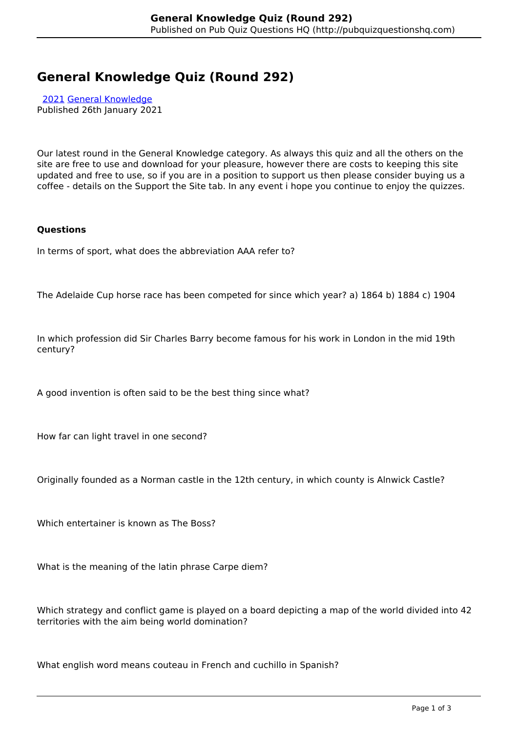# General Knowledge Quiz (Round 292)

[2021](#) [General Knowledge](#)
Published 26th January 2021

Our latest round in the General Knowledge category. As always this quiz and all the others on the site are free to use and download for your pleasure, however there are costs to keeping this site updated and free to use, so if you are in a position to support us then please consider buying us a coffee - details on the Support the Site tab. In any event i hope you continue to enjoy the quizzes.

**Questions**

In terms of sport, what does the abbreviation AAA refer to?

The Adelaide Cup horse race has been competed for since which year? a) 1864 b) 1884 c) 1904

In which profession did Sir Charles Barry become famous for his work in London in the mid 19th century?

A good invention is often said to be the best thing since what?

How far can light travel in one second?

Originally founded as a Norman castle in the 12th century, in which county is Alnwick Castle?

Which entertainer is known as The Boss?

What is the meaning of the latin phrase Carpe diem?

Which strategy and conflict game is played on a board depicting a map of the world divided into 42 territories with the aim being world domination?

What english word means couteau in French and cuchillo in Spanish?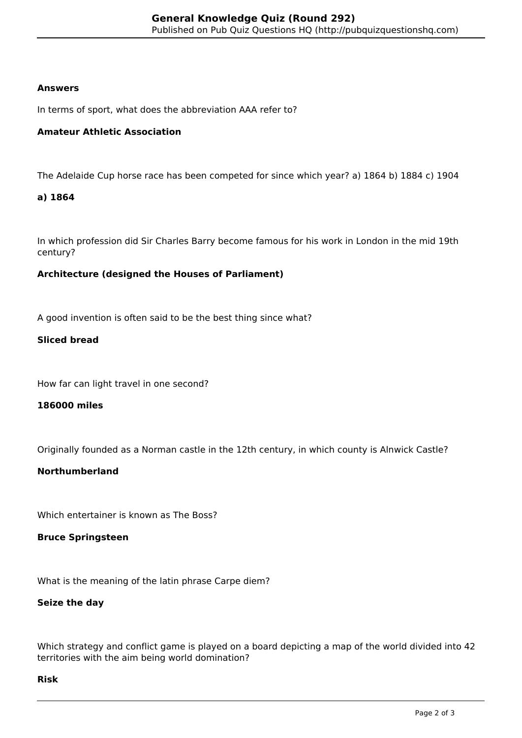**Answers**

In terms of sport, what does the abbreviation AAA refer to?

**Amateur Athletic Association**

The Adelaide Cup horse race has been competed for since which year? a) 1864 b) 1884 c) 1904

**a) 1864**

In which profession did Sir Charles Barry become famous for his work in London in the mid 19th century?

**Architecture (designed the Houses of Parliament)**

A good invention is often said to be the best thing since what?

**Sliced bread**

How far can light travel in one second?

**186000 miles**

Originally founded as a Norman castle in the 12th century, in which county is Alnwick Castle?

**Northumberland**

Which entertainer is known as The Boss?

**Bruce Springsteen**

What is the meaning of the latin phrase Carpe diem?

**Seize the day**

Which strategy and conflict game is played on a board depicting a map of the world divided into 42 territories with the aim being world domination?

**Risk**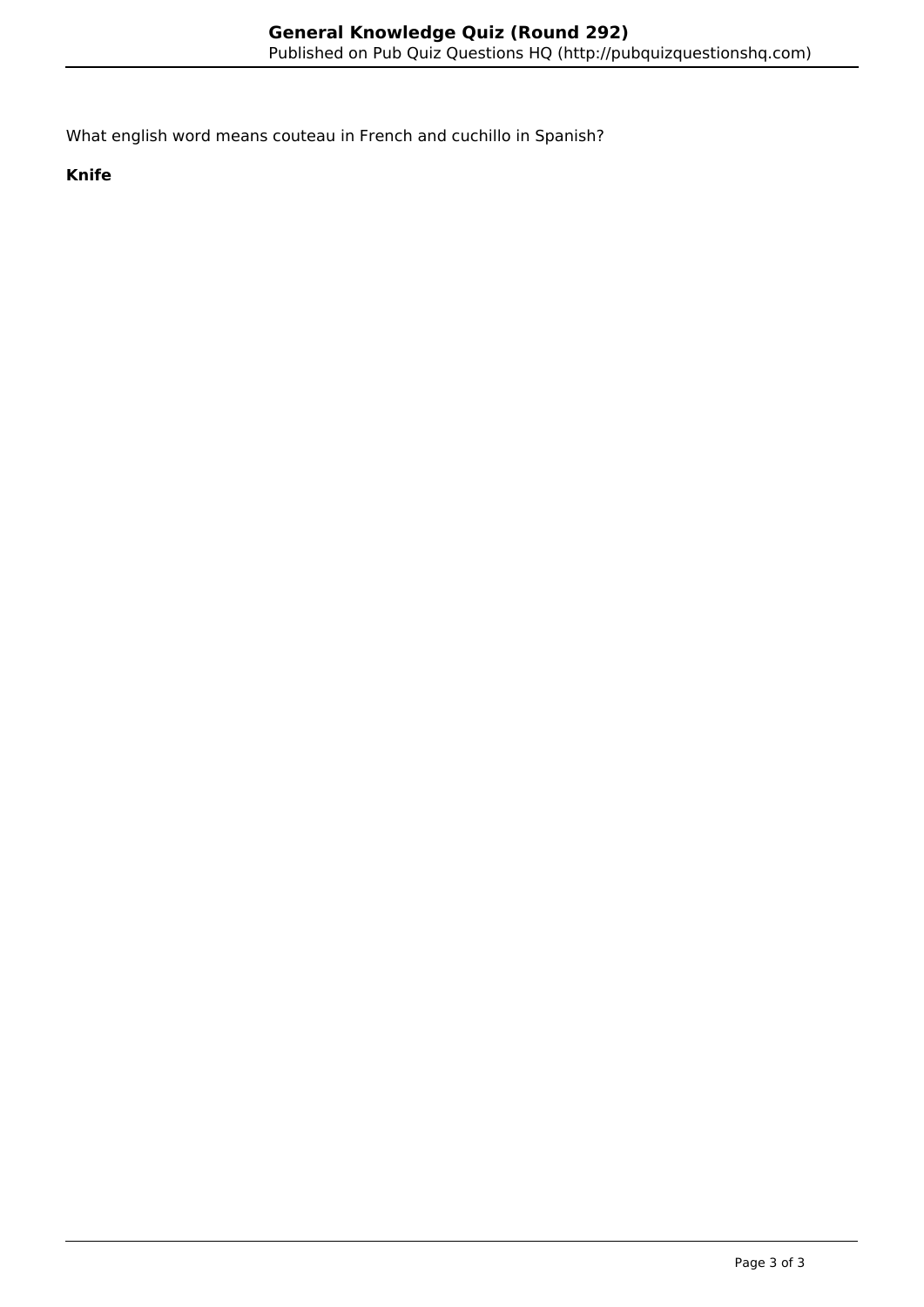What english word means couteau in French and cuchillo in Spanish?

**Knife**